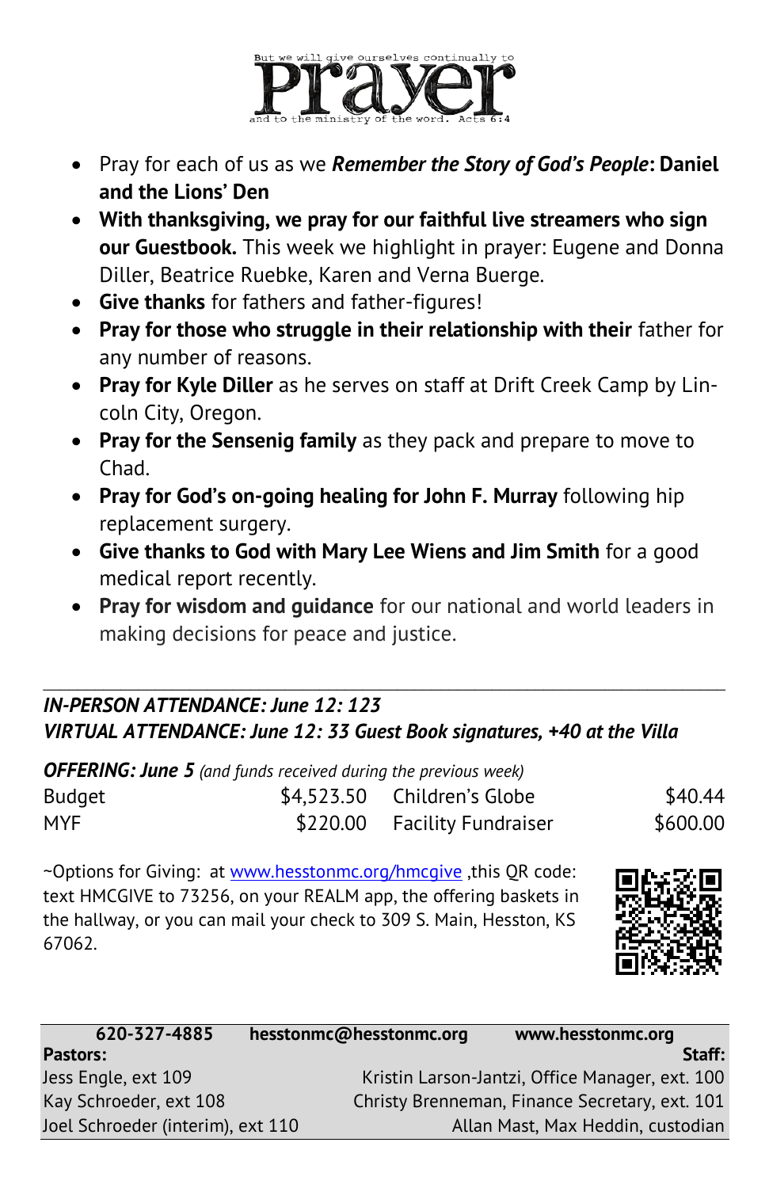But we will give ourselves continually to

# Prayer

and to the ministry of the word. Acts 6:4

- Pray for each of us as we ***Remember the Story of God's People*: Daniel and the Lions' Den**
- **With thanksgiving, we pray for our faithful live streamers who sign our Guestbook.** This week we highlight in prayer: Eugene and Donna Diller, Beatrice Ruebke, Karen and Verna Buerge.
- **Give thanks** for fathers and father-figures!
- **Pray for those who struggle in their relationship with their** father for any number of reasons.
- **Pray for Kyle Diller** as he serves on staff at Drift Creek Camp by Lincoln City, Oregon.
- **Pray for the Sensenig family** as they pack and prepare to move to Chad.
- **Pray for God's on-going healing for John F. Murray** following hip replacement surgery.
- **Give thanks to God with Mary Lee Wiens and Jim Smith** for a good medical report recently.
- **Pray for wisdom and guidance** for our national and world leaders in making decisions for peace and justice.

---

***IN-PERSON ATTENDANCE: June 12: 123***
***VIRTUAL ATTENDANCE: June 12: 33 Guest Book signatures, +40 at the Villa***

***OFFERING: June 5*** *(and funds received during the previous week)*

| | | | |
|---|---|---|---|
| Budget | $4,523.50 | Children's Globe | $40.44 |
| MYF | $220.00 | Facility Fundraiser | $600.00 |

~Options for Giving: at www.hesstonmc.org/hmcgive ,this QR code: text HMCGIVE to 73256, on your REALM app, the offering baskets in the hallway, or you can mail your check to 309 S. Main, Hesston, KS 67062.

| 620-327-4885 | hesstonmc@hesstonmc.org | www.hesstonmc.org |
|---|---|---|
| **Pastors:** | | **Staff:** |
| Jess Engle, ext 109 | | Kristin Larson-Jantzi, Office Manager, ext. 100 |
| Kay Schroeder, ext 108 | | Christy Brenneman, Finance Secretary, ext. 101 |
| Joel Schroeder (interim), ext 110 | | Allan Mast, Max Heddin, custodian |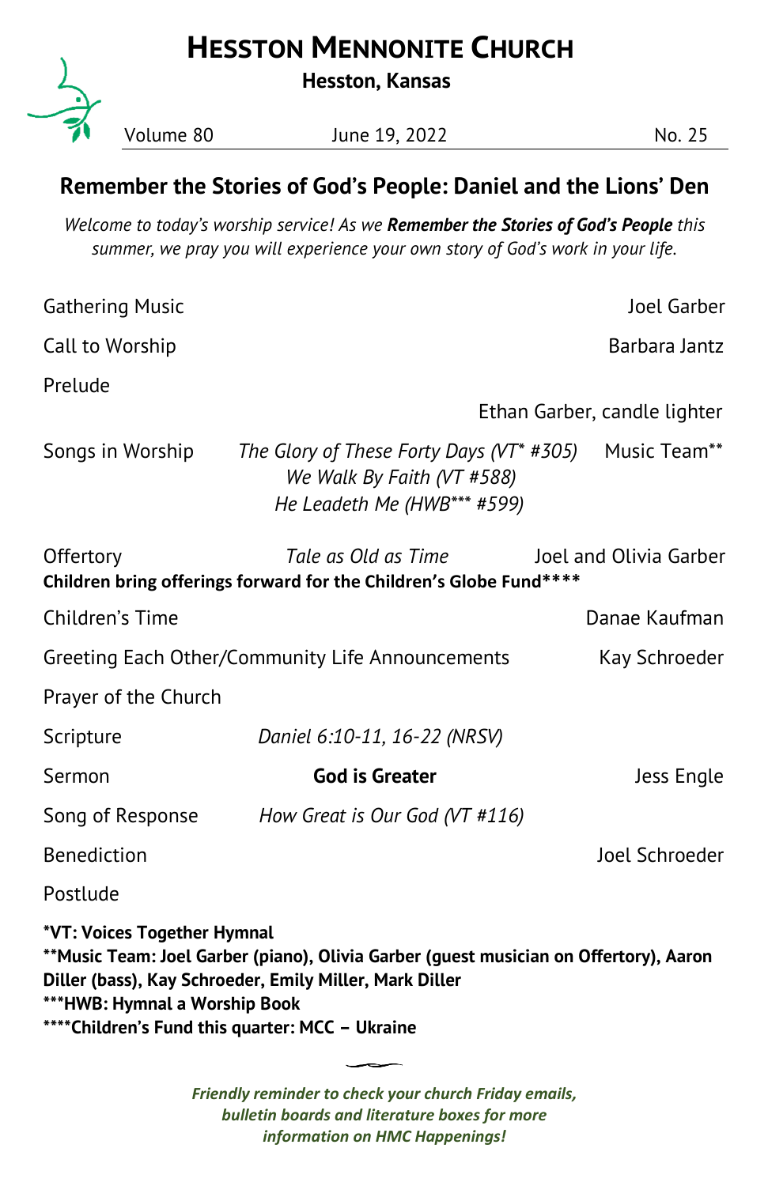# HESSTON MENNONITE CHURCH

**Hesston, Kansas**

Volume 80 | June 19, 2022 | No. 25

## Remember the Stories of God's People: Daniel and the Lions' Den

*Welcome to today's worship service! As we **Remember the Stories of God's People** this summer, we pray you will experience your own story of God's work in your life.*

| | | |
|---|---|---|
| Gathering Music | | Joel Garber |
| Call to Worship | | Barbara Jantz |
| Prelude | | |
| | | Ethan Garber, candle lighter |
| Songs in Worship | *The Glory of These Forty Days (VT* #305)*<br>*We Walk By Faith (VT #588)*<br>*He Leadeth Me (HWB*** #599)* | Music Team** |
| Offertory | *Tale as Old as Time* | Joel and Olivia Garber |

**Children bring offerings forward for the Children's Globe Fund******

| | | |
|---|---|---|
| Children's Time | | Danae Kaufman |
| Greeting Each Other/Community Life Announcements | | Kay Schroeder |
| Prayer of the Church | | |
| Scripture | *Daniel 6:10-11, 16-22 (NRSV)* | |
| Sermon | **God is Greater** | Jess Engle |
| Song of Response | *How Great is Our God (VT #116)* | |
| Benediction | | Joel Schroeder |
| Postlude | | |

**\*VT: Voices Together Hymnal**
**\*\*Music Team: Joel Garber (piano), Olivia Garber (guest musician on Offertory), Aaron Diller (bass), Kay Schroeder, Emily Miller, Mark Diller**
**\*\*\*HWB: Hymnal a Worship Book**
**\*\*\*\*Children's Fund this quarter: MCC – Ukraine**

***Friendly reminder to check your church Friday emails, bulletin boards and literature boxes for more information on HMC Happenings!***